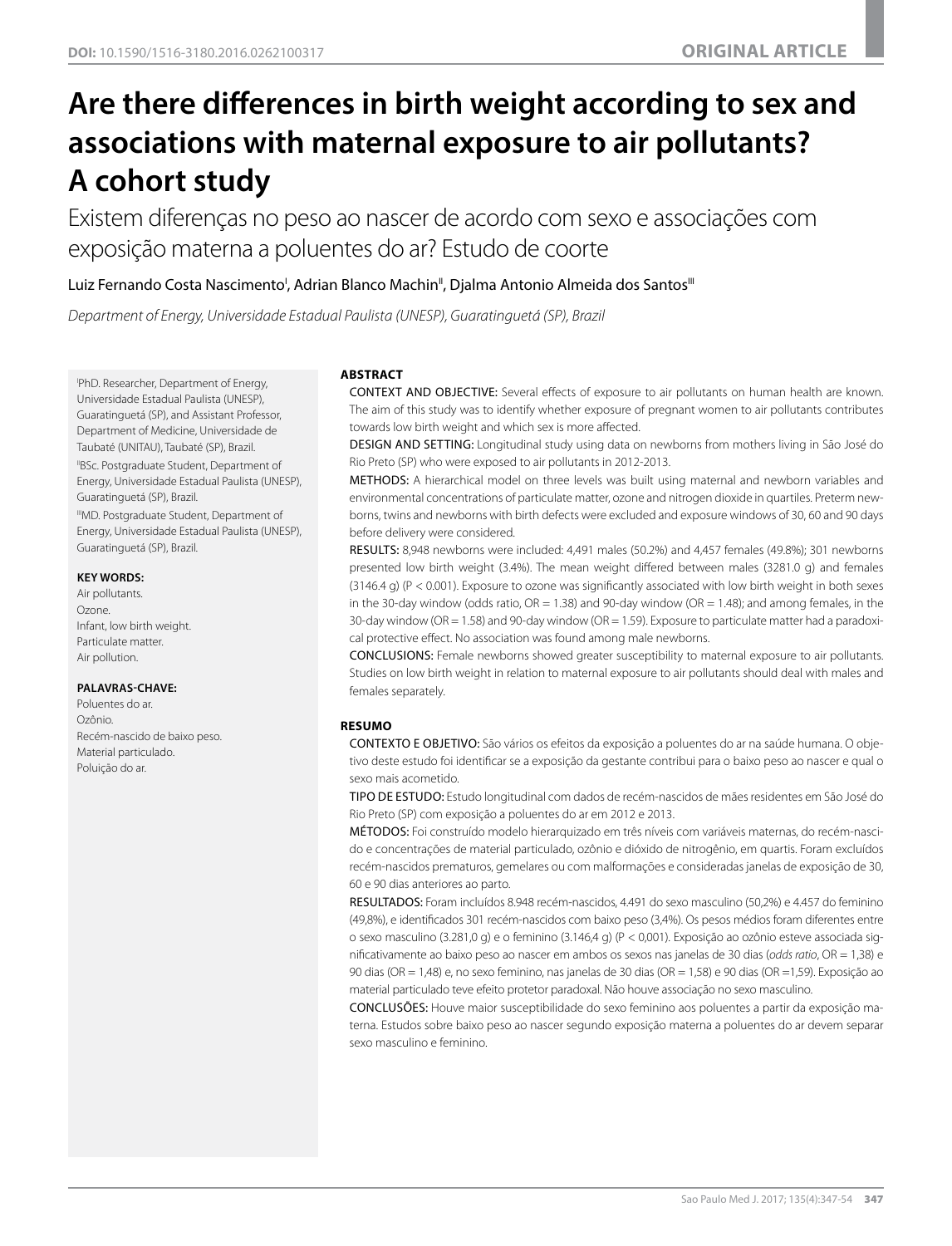DOI: 10.1590/1516-3180.2016.0262100317

ORIGINAL ARTICLE

# Are there differences in birth weight according to sex and associations with maternal exposure to air pollutants? A cohort study

## Existem diferenças no peso ao nascer de acordo com sexo e associações com exposição materna a poluentes do ar? Estudo de coorte

Luiz Fernando Costa Nascimento[I], Adrian Blanco Machin[II], Djalma Antonio Almeida dos Santos[III]

*Department of Energy, Universidade Estadual Paulista (UNESP), Guaratinguetá (SP), Brazil*

[I]PhD. Researcher, Department of Energy, Universidade Estadual Paulista (UNESP), Guaratinguetá (SP), and Assistant Professor, Department of Medicine, Universidade de Taubaté (UNITAU), Taubaté (SP), Brazil.

[II]BSc. Postgraduate Student, Department of Energy, Universidade Estadual Paulista (UNESP), Guaratinguetá (SP), Brazil.

[III]MD. Postgraduate Student, Department of Energy, Universidade Estadual Paulista (UNESP), Guaratinguetá (SP), Brazil.

**KEY WORDS:**
Air pollutants.
Ozone.
Infant, low birth weight.
Particulate matter.
Air pollution.

**PALAVRAS-CHAVE:**
Poluentes do ar.
Ozônio.
Recém-nascido de baixo peso.
Material particulado.
Poluição do ar.

**ABSTRACT**

CONTEXT AND OBJECTIVE: Several effects of exposure to air pollutants on human health are known. The aim of this study was to identify whether exposure of pregnant women to air pollutants contributes towards low birth weight and which sex is more affected.

DESIGN AND SETTING: Longitudinal study using data on newborns from mothers living in São José do Rio Preto (SP) who were exposed to air pollutants in 2012-2013.

METHODS: A hierarchical model on three levels was built using maternal and newborn variables and environmental concentrations of particulate matter, ozone and nitrogen dioxide in quartiles. Preterm newborns, twins and newborns with birth defects were excluded and exposure windows of 30, 60 and 90 days before delivery were considered.

RESULTS: 8,948 newborns were included: 4,491 males (50.2%) and 4,457 females (49.8%); 301 newborns presented low birth weight (3.4%). The mean weight differed between males (3281.0 g) and females (3146.4 g) ($P < 0.001$). Exposure to ozone was significantly associated with low birth weight in both sexes in the 30-day window (odds ratio, OR = 1.38) and 90-day window (OR = 1.48); and among females, in the 30-day window (OR = 1.58) and 90-day window (OR = 1.59). Exposure to particulate matter had a paradoxical protective effect. No association was found among male newborns.

CONCLUSIONS: Female newborns showed greater susceptibility to maternal exposure to air pollutants. Studies on low birth weight in relation to maternal exposure to air pollutants should deal with males and females separately.

**RESUMO**

CONTEXTO E OBJETIVO: São vários os efeitos da exposição a poluentes do ar na saúde humana. O objetivo deste estudo foi identificar se a exposição da gestante contribui para o baixo peso ao nascer e qual o sexo mais acometido.

TIPO DE ESTUDO: Estudo longitudinal com dados de recém-nascidos de mães residentes em São José do Rio Preto (SP) com exposição a poluentes do ar em 2012 e 2013.

MÉTODOS: Foi construído modelo hierarquizado em três níveis com variáveis maternas, do recém-nascido e concentrações de material particulado, ozônio e dióxido de nitrogênio, em quartis. Foram excluídos recém-nascidos prematuros, gemelares ou com malformações e consideradas janelas de exposição de 30, 60 e 90 dias anteriores ao parto.

RESULTADOS: Foram incluídos 8.948 recém-nascidos, 4.491 do sexo masculino (50,2%) e 4.457 do feminino (49,8%), e identificados 301 recém-nascidos com baixo peso (3,4%). Os pesos médios foram diferentes entre o sexo masculino (3.281,0 g) e o feminino (3.146,4 g) (P < 0,001). Exposição ao ozônio esteve associada significativamente ao baixo peso ao nascer em ambos os sexos nas janelas de 30 dias (*odds ratio*, OR = 1,38) e 90 dias (OR = 1,48) e, no sexo feminino, nas janelas de 30 dias (OR = 1,58) e 90 dias (OR =1,59). Exposição ao material particulado teve efeito protetor paradoxal. Não houve associação no sexo masculino.

CONCLUSÕES: Houve maior susceptibilidade do sexo feminino aos poluentes a partir da exposição materna. Estudos sobre baixo peso ao nascer segundo exposição materna a poluentes do ar devem separar sexo masculino e feminino.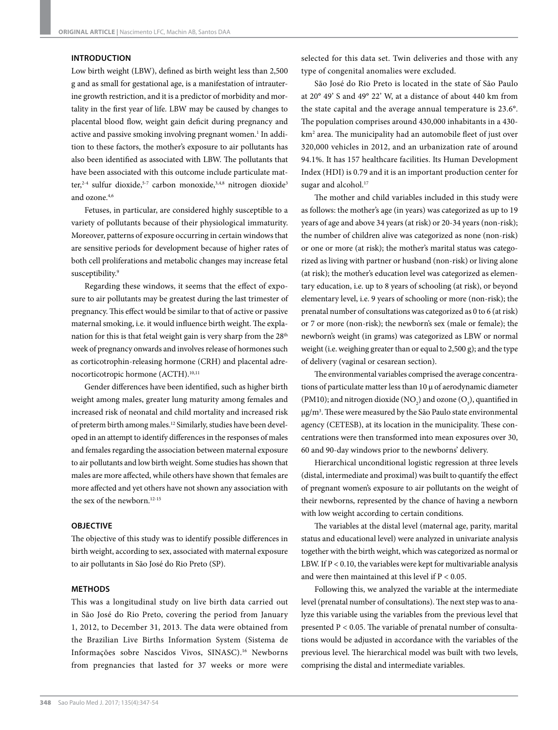## INTRODUCTION

Low birth weight (LBW), defined as birth weight less than 2,500 g and as small for gestational age, is a manifestation of intrauterine growth restriction, and it is a predictor of morbidity and mortality in the first year of life. LBW may be caused by changes to placental blood flow, weight gain deficit during pregnancy and active and passive smoking involving pregnant women.[1] In addition to these factors, the mother's exposure to air pollutants has also been identified as associated with LBW. The pollutants that have been associated with this outcome include particulate matter,[2-4] sulfur dioxide,[5-7] carbon monoxide,[3,4,8] nitrogen dioxide[3] and ozone.[4,6]

Fetuses, in particular, are considered highly susceptible to a variety of pollutants because of their physiological immaturity. Moreover, patterns of exposure occurring in certain windows that are sensitive periods for development because of higher rates of both cell proliferations and metabolic changes may increase fetal susceptibility.[9]

Regarding these windows, it seems that the effect of exposure to air pollutants may be greatest during the last trimester of pregnancy. This effect would be similar to that of active or passive maternal smoking, i.e. it would influence birth weight. The explanation for this is that fetal weight gain is very sharp from the 28th week of pregnancy onwards and involves release of hormones such as corticotrophin-releasing hormone (CRH) and placental adrenocorticotropic hormone (ACTH).[10,11]

Gender differences have been identified, such as higher birth weight among males, greater lung maturity among females and increased risk of neonatal and child mortality and increased risk of preterm birth among males.[12] Similarly, studies have been developed in an attempt to identify differences in the responses of males and females regarding the association between maternal exposure to air pollutants and low birth weight. Some studies has shown that males are more affected, while others have shown that females are more affected and yet others have not shown any association with the sex of the newborn.[12-15]

## OBJECTIVE

The objective of this study was to identify possible differences in birth weight, according to sex, associated with maternal exposure to air pollutants in São José do Rio Preto (SP).

## METHODS

This was a longitudinal study on live birth data carried out in São José do Rio Preto, covering the period from January 1, 2012, to December 31, 2013. The data were obtained from the Brazilian Live Births Information System (Sistema de Informações sobre Nascidos Vivos, SINASC).[16] Newborns from pregnancies that lasted for 37 weeks or more were selected for this data set. Twin deliveries and those with any type of congenital anomalies were excluded.

São José do Rio Preto is located in the state of São Paulo at 20° 49' S and 49° 22' W, at a distance of about 440 km from the state capital and the average annual temperature is 23.6°. The population comprises around 430,000 inhabitants in a 430-km² area. The municipality had an automobile fleet of just over 320,000 vehicles in 2012, and an urbanization rate of around 94.1%. It has 157 healthcare facilities. Its Human Development Index (HDI) is 0.79 and it is an important production center for sugar and alcohol.[17]

The mother and child variables included in this study were as follows: the mother's age (in years) was categorized as up to 19 years of age and above 34 years (at risk) or 20-34 years (non-risk); the number of children alive was categorized as none (non-risk) or one or more (at risk); the mother's marital status was categorized as living with partner or husband (non-risk) or living alone (at risk); the mother's education level was categorized as elementary education, i.e. up to 8 years of schooling (at risk), or beyond elementary level, i.e. 9 years of schooling or more (non-risk); the prenatal number of consultations was categorized as 0 to 6 (at risk) or 7 or more (non-risk); the newborn's sex (male or female); the newborn's weight (in grams) was categorized as LBW or normal weight (i.e. weighing greater than or equal to 2,500 g); and the type of delivery (vaginal or cesarean section).

The environmental variables comprised the average concentrations of particulate matter less than 10 µ of aerodynamic diameter (PM10); and nitrogen dioxide ($NO_2$) and ozone ($O_3$), quantified in µg/m³. These were measured by the São Paulo state environmental agency (CETESB), at its location in the municipality. These concentrations were then transformed into mean exposures over 30, 60 and 90-day windows prior to the newborns' delivery.

Hierarchical unconditional logistic regression at three levels (distal, intermediate and proximal) was built to quantify the effect of pregnant women's exposure to air pollutants on the weight of their newborns, represented by the chance of having a newborn with low weight according to certain conditions.

The variables at the distal level (maternal age, parity, marital status and educational level) were analyzed in univariate analysis together with the birth weight, which was categorized as normal or LBW. If $P < 0.10$, the variables were kept for multivariable analysis and were then maintained at this level if $P < 0.05$.

Following this, we analyzed the variable at the intermediate level (prenatal number of consultations). The next step was to analyze this variable using the variables from the previous level that presented $P < 0.05$. The variable of prenatal number of consultations would be adjusted in accordance with the variables of the previous level. The hierarchical model was built with two levels, comprising the distal and intermediate variables.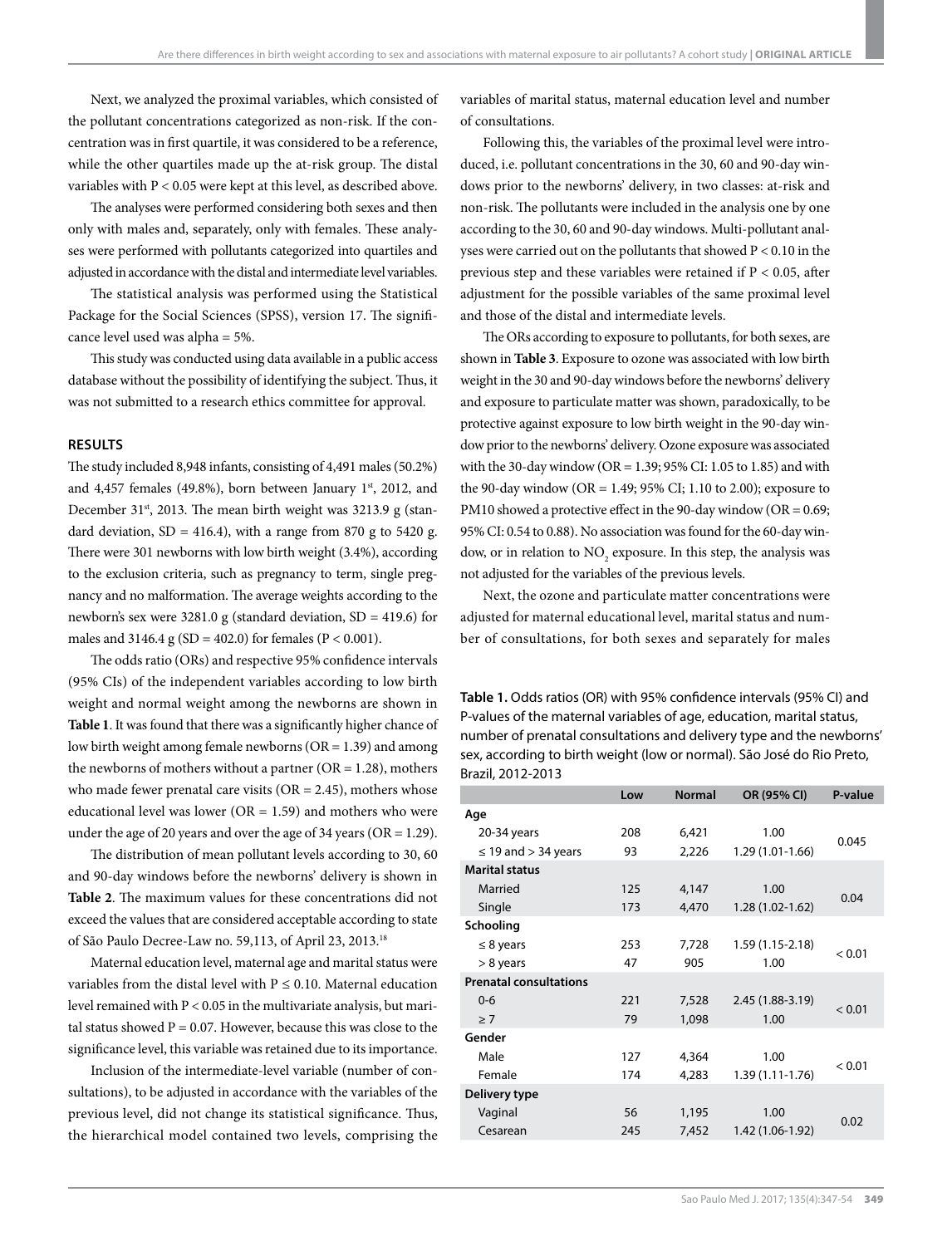Next, we analyzed the proximal variables, which consisted of the pollutant concentrations categorized as non-risk. If the concentration was in first quartile, it was considered to be a reference, while the other quartiles made up the at-risk group. The distal variables with P < 0.05 were kept at this level, as described above.

The analyses were performed considering both sexes and then only with males and, separately, only with females. These analyses were performed with pollutants categorized into quartiles and adjusted in accordance with the distal and intermediate level variables.

The statistical analysis was performed using the Statistical Package for the Social Sciences (SPSS), version 17. The significance level used was alpha = 5%.

This study was conducted using data available in a public access database without the possibility of identifying the subject. Thus, it was not submitted to a research ethics committee for approval.

## RESULTS

The study included 8,948 infants, consisting of 4,491 males (50.2%) and 4,457 females (49.8%), born between January 1st, 2012, and December 31st, 2013. The mean birth weight was 3213.9 g (standard deviation, SD = 416.4), with a range from 870 g to 5420 g. There were 301 newborns with low birth weight (3.4%), according to the exclusion criteria, such as pregnancy to term, single pregnancy and no malformation. The average weights according to the newborn's sex were 3281.0 g (standard deviation, SD = 419.6) for males and 3146.4 g (SD = 402.0) for females (P < 0.001).

The odds ratio (ORs) and respective 95% confidence intervals (95% CIs) of the independent variables according to low birth weight and normal weight among the newborns are shown in **Table 1**. It was found that there was a significantly higher chance of low birth weight among female newborns (OR = 1.39) and among the newborns of mothers without a partner (OR = 1.28), mothers who made fewer prenatal care visits (OR = 2.45), mothers whose educational level was lower (OR = 1.59) and mothers who were under the age of 20 years and over the age of 34 years (OR = 1.29).

The distribution of mean pollutant levels according to 30, 60 and 90-day windows before the newborns' delivery is shown in **Table 2**. The maximum values for these concentrations did not exceed the values that are considered acceptable according to state of São Paulo Decree-Law no. 59,113, of April 23, 2013.[18]

Maternal education level, maternal age and marital status were variables from the distal level with P ≤ 0.10. Maternal education level remained with P < 0.05 in the multivariate analysis, but marital status showed P = 0.07. However, because this was close to the significance level, this variable was retained due to its importance.

Inclusion of the intermediate-level variable (number of consultations), to be adjusted in accordance with the variables of the previous level, did not change its statistical significance. Thus, the hierarchical model contained two levels, comprising the variables of marital status, maternal education level and number of consultations.

Following this, the variables of the proximal level were introduced, i.e. pollutant concentrations in the 30, 60 and 90-day windows prior to the newborns' delivery, in two classes: at-risk and non-risk. The pollutants were included in the analysis one by one according to the 30, 60 and 90-day windows. Multi-pollutant analyses were carried out on the pollutants that showed P < 0.10 in the previous step and these variables were retained if P < 0.05, after adjustment for the possible variables of the same proximal level and those of the distal and intermediate levels.

The ORs according to exposure to pollutants, for both sexes, are shown in **Table 3**. Exposure to ozone was associated with low birth weight in the 30 and 90-day windows before the newborns' delivery and exposure to particulate matter was shown, paradoxically, to be protective against exposure to low birth weight in the 90-day window prior to the newborns' delivery. Ozone exposure was associated with the 30-day window (OR = 1.39; 95% CI: 1.05 to 1.85) and with the 90-day window (OR = 1.49; 95% CI; 1.10 to 2.00); exposure to PM10 showed a protective effect in the 90-day window (OR = 0.69; 95% CI: 0.54 to 0.88). No association was found for the 60-day window, or in relation to $NO_2$ exposure. In this step, the analysis was not adjusted for the variables of the previous levels.

Next, the ozone and particulate matter concentrations were adjusted for maternal educational level, marital status and number of consultations, for both sexes and separately for males

**Table 1.** Odds ratios (OR) with 95% confidence intervals (95% CI) and P-values of the maternal variables of age, education, marital status, number of prenatal consultations and delivery type and the newborns' sex, according to birth weight (low or normal). São José do Rio Preto, Brazil, 2012-2013

| | Low | Normal | OR (95% CI) | P-value |
|---|---|---|---|---|
| **Age** | | | | |
| 20-34 years | 208 | 6,421 | 1.00 | 0.045 |
| ≤ 19 and > 34 years | 93 | 2,226 | 1.29 (1.01-1.66) | |
| **Marital status** | | | | |
| Married | 125 | 4,147 | 1.00 | 0.04 |
| Single | 173 | 4,470 | 1.28 (1.02-1.62) | |
| **Schooling** | | | | |
| ≤ 8 years | 253 | 7,728 | 1.59 (1.15-2.18) | < 0.01 |
| > 8 years | 47 | 905 | 1.00 | |
| **Prenatal consultations** | | | | |
| 0-6 | 221 | 7,528 | 2.45 (1.88-3.19) | < 0.01 |
| ≥ 7 | 79 | 1,098 | 1.00 | |
| **Gender** | | | | |
| Male | 127 | 4,364 | 1.00 | < 0.01 |
| Female | 174 | 4,283 | 1.39 (1.11-1.76) | |
| **Delivery type** | | | | |
| Vaginal | 56 | 1,195 | 1.00 | 0.02 |
| Cesarean | 245 | 7,452 | 1.42 (1.06-1.92) | |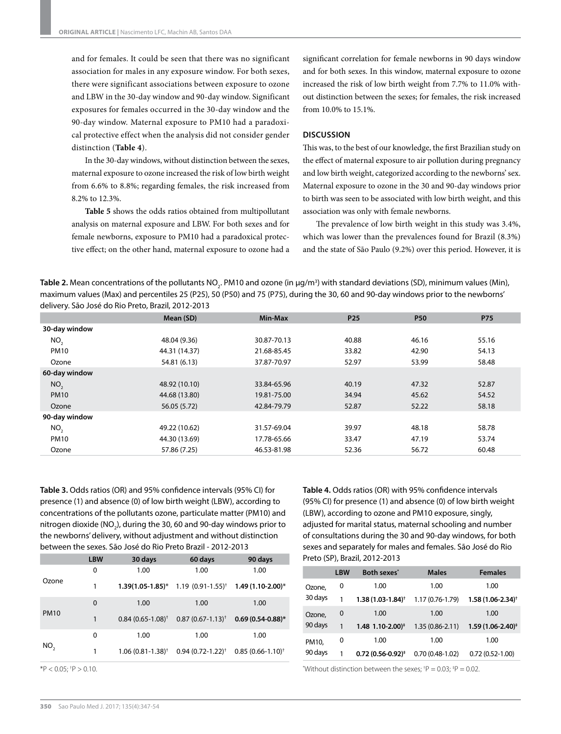and for females. It could be seen that there was no significant association for males in any exposure window. For both sexes, there were significant associations between exposure to ozone and LBW in the 30-day window and 90-day window. Significant exposures for females occurred in the 30-day window and the 90-day window. Maternal exposure to PM10 had a paradoxical protective effect when the analysis did not consider gender distinction (**Table 4**).

In the 30-day windows, without distinction between the sexes, maternal exposure to ozone increased the risk of low birth weight from 6.6% to 8.8%; regarding females, the risk increased from 8.2% to 12.3%.

**Table 5** shows the odds ratios obtained from multipollutant analysis on maternal exposure and LBW. For both sexes and for female newborns, exposure to PM10 had a paradoxical protective effect; on the other hand, maternal exposure to ozone had a significant correlation for female newborns in 90 days window and for both sexes. In this window, maternal exposure to ozone increased the risk of low birth weight from 7.7% to 11.0% without distinction between the sexes; for females, the risk increased from 10.0% to 15.1%.

## DISCUSSION

This was, to the best of our knowledge, the first Brazilian study on the effect of maternal exposure to air pollution during pregnancy and low birth weight, categorized according to the newborns' sex. Maternal exposure to ozone in the 30 and 90-day windows prior to birth was seen to be associated with low birth weight, and this association was only with female newborns.

The prevalence of low birth weight in this study was 3.4%, which was lower than the prevalences found for Brazil (8.3%) and the state of São Paulo (9.2%) over this period. However, it is

**Table 2.** Mean concentrations of the pollutants $NO_2$. PM10 and ozone (in µg/m³) with standard deviations (SD), minimum values (Min), maximum values (Max) and percentiles 25 (P25), 50 (P50) and 75 (P75), during the 30, 60 and 90-day windows prior to the newborns' delivery. São José do Rio Preto, Brazil, 2012-2013

| | Mean (SD) | Min-Max | P25 | P50 | P75 |
|---|---|---|---|---|---|
| **30-day window** | | | | | |
| $NO_2$ | 48.04 (9.36) | 30.87-70.13 | 40.88 | 46.16 | 55.16 |
| PM10 | 44.31 (14.37) | 21.68-85.45 | 33.82 | 42.90 | 54.13 |
| Ozone | 54.81 (6.13) | 37.87-70.97 | 52.97 | 53.99 | 58.48 |
| **60-day window** | | | | | |
| $NO_2$ | 48.92 (10.10) | 33.84-65.96 | 40.19 | 47.32 | 52.87 |
| PM10 | 44.68 (13.80) | 19.81-75.00 | 34.94 | 45.62 | 54.52 |
| Ozone | 56.05 (5.72) | 42.84-79.79 | 52.87 | 52.22 | 58.18 |
| **90-day window** | | | | | |
| $NO_2$ | 49.22 (10.62) | 31.57-69.04 | 39.97 | 48.18 | 58.78 |
| PM10 | 44.30 (13.69) | 17.78-65.66 | 33.47 | 47.19 | 53.74 |
| Ozone | 57.86 (7.25) | 46.53-81.98 | 52.36 | 56.72 | 60.48 |

**Table 3.** Odds ratios (OR) and 95% confidence intervals (95% CI) for presence (1) and absence (0) of low birth weight (LBW), according to concentrations of the pollutants ozone, particulate matter (PM10) and nitrogen dioxide ($NO_2$), during the 30, 60 and 90-day windows prior to the newborns' delivery, without adjustment and without distinction between the sexes. São José do Rio Preto Brazil - 2012-2013

| | LBW | 30 days | 60 days | 90 days |
|---|---|---|---|---|
| Ozone | 0 | 1.00 | 1.00 | 1.00 |
| | 1 | **1.39(1.05-1.85)*** | 1.19 (0.91-1.55)† | **1.49 (1.10-2.00)*** |
| PM10 | 0 | 1.00 | 1.00 | 1.00 |
| | 1 | 0.84 (0.65-1.08)† | 0.87 (0.67-1.13)† | **0.69 (0.54-0.88)*** |
| $NO_2$ | 0 | 1.00 | 1.00 | 1.00 |
| | 1 | 1.06 (0.81-1.38)† | 0.94 (0.72-1.22)† | 0.85 (0.66-1.10)† |

*$P < 0.05$; †$P > 0.10$.

**Table 4.** Odds ratios (OR) with 95% confidence intervals (95% CI) for presence (1) and absence (0) of low birth weight (LBW), according to ozone and PM10 exposure, singly, adjusted for marital status, maternal schooling and number of consultations during the 30 and 90-day windows, for both sexes and separately for males and females. São José do Rio Preto (SP), Brazil, 2012-2013

| | LBW | Both sexes* | Males | Females |
|---|---|---|---|---|
| Ozone, 30 days | 0 | 1.00 | 1.00 | 1.00 |
| | 1 | **1.38 (1.03-1.84)†** | 1.17 (0.76-1.79) | **1.58 (1.06-2.34)†** |
| Ozone, 90 days | 0 | 1.00 | 1.00 | 1.00 |
| | 1 | **1.48 1.10-2.00)‡** | 1.35 (0.86-2.11) | **1.59 (1.06-2.40)‡** |
| PM10, 90 days | 0 | 1.00 | 1.00 | 1.00 |
| | 1 | **0.72 (0.56-0.92)‡** | 0.70 (0.48-1.02) | 0.72 (0.52-1.00) |

*Without distinction between the sexes; †$P = 0.03$; ‡$P = 0.02$.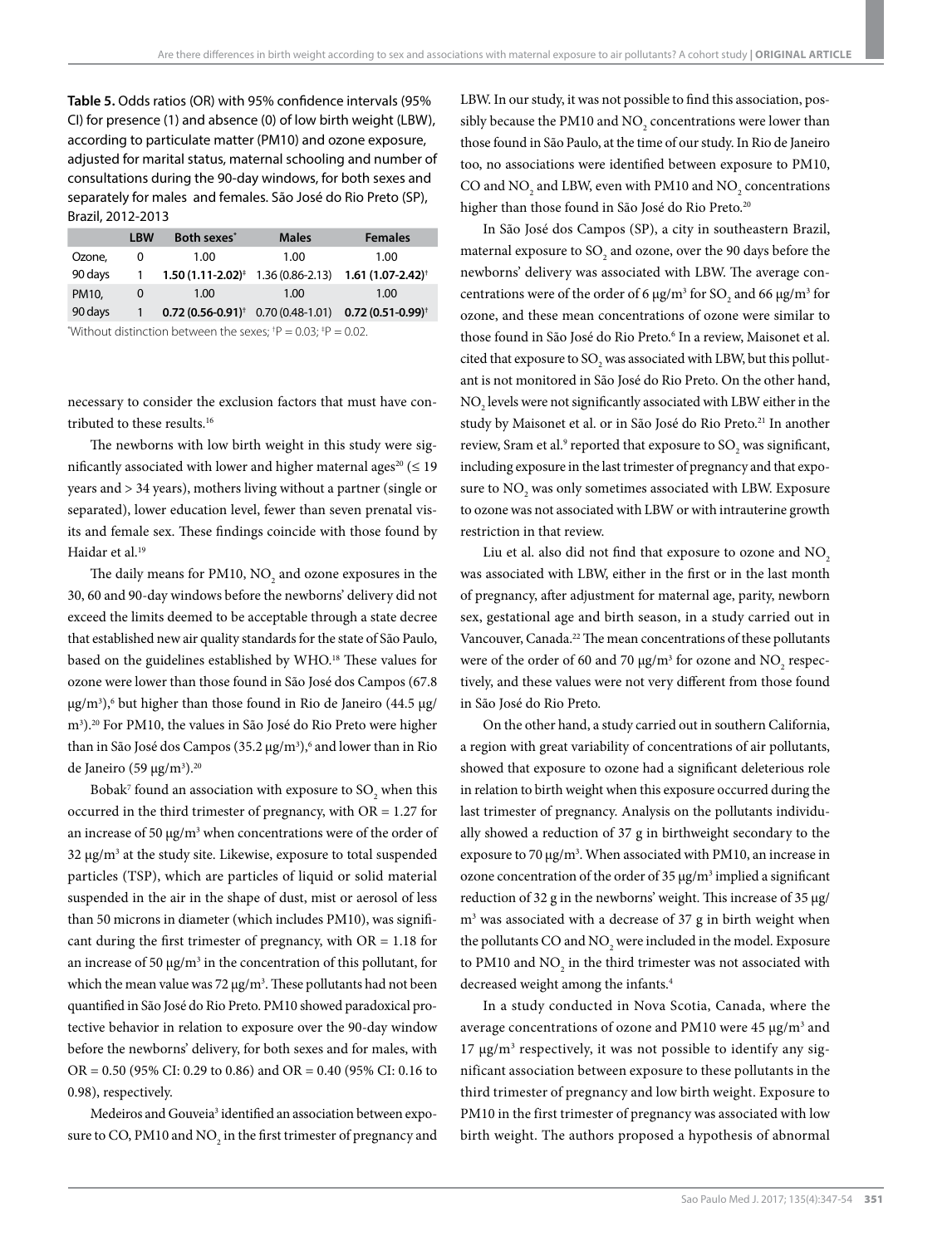**Table 5.** Odds ratios (OR) with 95% confidence intervals (95% CI) for presence (1) and absence (0) of low birth weight (LBW), according to particulate matter (PM10) and ozone exposure, adjusted for marital status, maternal schooling and number of consultations during the 90-day windows, for both sexes and separately for males and females. São José do Rio Preto (SP), Brazil, 2012-2013

| | LBW | Both sexes* | Males | Females |
|---|---|---|---|---|
| Ozone, | 0 | 1.00 | 1.00 | 1.00 |
| 90 days | 1 | **1.50 (1.11-2.02)**[‡] | 1.36 (0.86-2.13) | **1.61 (1.07-2.42)**[†] |
| PM10, | 0 | 1.00 | 1.00 | 1.00 |
| 90 days | 1 | **0.72 (0.56-0.91)**[†] | 0.70 (0.48-1.01) | **0.72 (0.51-0.99)**[†] |

*Without distinction between the sexes; [†]P = 0.03; [‡]P = 0.02.

necessary to consider the exclusion factors that must have contributed to these results.[16]

The newborns with low birth weight in this study were significantly associated with lower and higher maternal ages[20] (≤ 19 years and > 34 years), mothers living without a partner (single or separated), lower education level, fewer than seven prenatal visits and female sex. These findings coincide with those found by Haidar et al.[19]

The daily means for PM10, $NO_2$ and ozone exposures in the 30, 60 and 90-day windows before the newborns' delivery did not exceed the limits deemed to be acceptable through a state decree that established new air quality standards for the state of São Paulo, based on the guidelines established by WHO.[18] These values for ozone were lower than those found in São José dos Campos (67.8 μg/m³),[6] but higher than those found in Rio de Janeiro (44.5 μg/m³).[20] For PM10, the values in São José do Rio Preto were higher than in São José dos Campos (35.2 μg/m³),[6] and lower than in Rio de Janeiro (59 μg/m³).[20]

Bobak[7] found an association with exposure to $SO_2$ when this occurred in the third trimester of pregnancy, with OR = 1.27 for an increase of 50 μg/m³ when concentrations were of the order of 32 μg/m³ at the study site. Likewise, exposure to total suspended particles (TSP), which are particles of liquid or solid material suspended in the air in the shape of dust, mist or aerosol of less than 50 microns in diameter (which includes PM10), was significant during the first trimester of pregnancy, with OR = 1.18 for an increase of 50 μg/m³ in the concentration of this pollutant, for which the mean value was 72 μg/m³. These pollutants had not been quantified in São José do Rio Preto. PM10 showed paradoxical protective behavior in relation to exposure over the 90-day window before the newborns' delivery, for both sexes and for males, with OR = 0.50 (95% CI: 0.29 to 0.86) and OR = 0.40 (95% CI: 0.16 to 0.98), respectively.

Medeiros and Gouveia[3] identified an association between exposure to CO, PM10 and $NO_2$ in the first trimester of pregnancy and LBW. In our study, it was not possible to find this association, possibly because the PM10 and $NO_2$ concentrations were lower than those found in São Paulo, at the time of our study. In Rio de Janeiro too, no associations were identified between exposure to PM10, CO and $NO_2$ and LBW, even with PM10 and $NO_2$ concentrations higher than those found in São José do Rio Preto.[20]

In São José dos Campos (SP), a city in southeastern Brazil, maternal exposure to $SO_2$ and ozone, over the 90 days before the newborns' delivery was associated with LBW. The average concentrations were of the order of 6 μg/m³ for $SO_2$ and 66 μg/m³ for ozone, and these mean concentrations of ozone were similar to those found in São José do Rio Preto.[6] In a review, Maisonet et al. cited that exposure to $SO_2$ was associated with LBW, but this pollutant is not monitored in São José do Rio Preto. On the other hand, $NO_2$ levels were not significantly associated with LBW either in the study by Maisonet et al. or in São José do Rio Preto.[21] In another review, Sram et al.[9] reported that exposure to $SO_2$ was significant, including exposure in the last trimester of pregnancy and that exposure to $NO_2$ was only sometimes associated with LBW. Exposure to ozone was not associated with LBW or with intrauterine growth restriction in that review.

Liu et al. also did not find that exposure to ozone and $NO_2$ was associated with LBW, either in the first or in the last month of pregnancy, after adjustment for maternal age, parity, newborn sex, gestational age and birth season, in a study carried out in Vancouver, Canada.[22] The mean concentrations of these pollutants were of the order of 60 and 70 μg/m³ for ozone and $NO_2$ respectively, and these values were not very different from those found in São José do Rio Preto.

On the other hand, a study carried out in southern California, a region with great variability of concentrations of air pollutants, showed that exposure to ozone had a significant deleterious role in relation to birth weight when this exposure occurred during the last trimester of pregnancy. Analysis on the pollutants individually showed a reduction of 37 g in birthweight secondary to the exposure to 70 μg/m³. When associated with PM10, an increase in ozone concentration of the order of 35 μg/m³ implied a significant reduction of 32 g in the newborns' weight. This increase of 35 μg/m³ was associated with a decrease of 37 g in birth weight when the pollutants CO and $NO_2$ were included in the model. Exposure to PM10 and $NO_2$ in the third trimester was not associated with decreased weight among the infants.[4]

In a study conducted in Nova Scotia, Canada, where the average concentrations of ozone and PM10 were 45 μg/m³ and 17 μg/m³ respectively, it was not possible to identify any significant association between exposure to these pollutants in the third trimester of pregnancy and low birth weight. Exposure to PM10 in the first trimester of pregnancy was associated with low birth weight. The authors proposed a hypothesis of abnormal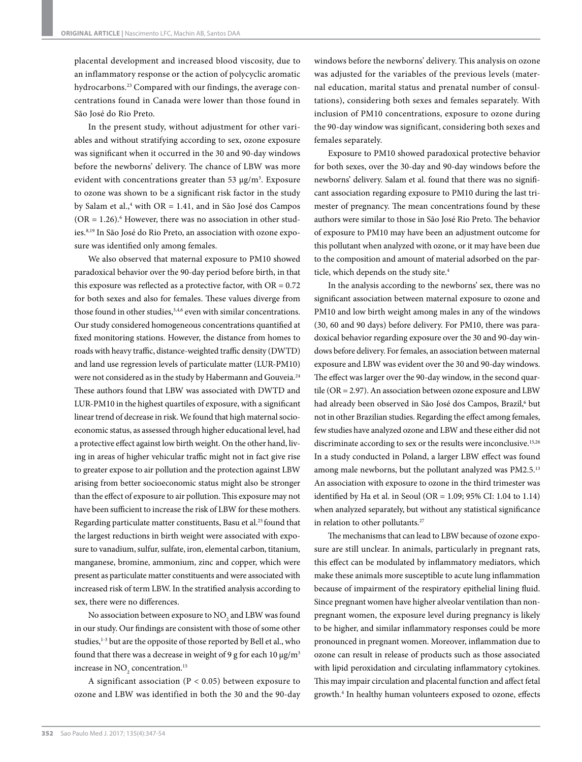placental development and increased blood viscosity, due to an inflammatory response or the action of polycyclic aromatic hydrocarbons.[23] Compared with our findings, the average concentrations found in Canada were lower than those found in São José do Rio Preto.

In the present study, without adjustment for other variables and without stratifying according to sex, ozone exposure was significant when it occurred in the 30 and 90-day windows before the newborns' delivery. The chance of LBW was more evident with concentrations greater than 53 µg/m³. Exposure to ozone was shown to be a significant risk factor in the study by Salam et al.,[4] with OR = 1.41, and in São José dos Campos (OR = 1.26).[6] However, there was no association in other studies.[8,19] In São José do Rio Preto, an association with ozone exposure was identified only among females.

We also observed that maternal exposure to PM10 showed paradoxical behavior over the 90-day period before birth, in that this exposure was reflected as a protective factor, with OR = 0.72 for both sexes and also for females. These values diverge from those found in other studies,[3,4,6] even with similar concentrations. Our study considered homogeneous concentrations quantified at fixed monitoring stations. However, the distance from homes to roads with heavy traffic, distance-weighted traffic density (DWTD) and land use regression levels of particulate matter (LUR-PM10) were not considered as in the study by Habermann and Gouveia.[24] These authors found that LBW was associated with DWTD and LUR-PM10 in the highest quartiles of exposure, with a significant linear trend of decrease in risk. We found that high maternal socioeconomic status, as assessed through higher educational level, had a protective effect against low birth weight. On the other hand, living in areas of higher vehicular traffic might not in fact give rise to greater expose to air pollution and the protection against LBW arising from better socioeconomic status might also be stronger than the effect of exposure to air pollution. This exposure may not have been sufficient to increase the risk of LBW for these mothers. Regarding particulate matter constituents, Basu et al.[25] found that the largest reductions in birth weight were associated with exposure to vanadium, sulfur, sulfate, iron, elemental carbon, titanium, manganese, bromine, ammonium, zinc and copper, which were present as particulate matter constituents and were associated with increased risk of term LBW. In the stratified analysis according to sex, there were no differences.

No association between exposure to $NO_2$ and LBW was found in our study. Our findings are consistent with those of some other studies,[1-3] but are the opposite of those reported by Bell et al., who found that there was a decrease in weight of 9 g for each 10 µg/m³ increase in $NO_2$ concentration.[15]

A significant association ($P < 0.05$) between exposure to ozone and LBW was identified in both the 30 and the 90-day windows before the newborns' delivery. This analysis on ozone was adjusted for the variables of the previous levels (maternal education, marital status and prenatal number of consultations), considering both sexes and females separately. With inclusion of PM10 concentrations, exposure to ozone during the 90-day window was significant, considering both sexes and females separately.

Exposure to PM10 showed paradoxical protective behavior for both sexes, over the 30-day and 90-day windows before the newborns' delivery. Salam et al. found that there was no significant association regarding exposure to PM10 during the last trimester of pregnancy. The mean concentrations found by these authors were similar to those in São José Rio Preto. The behavior of exposure to PM10 may have been an adjustment outcome for this pollutant when analyzed with ozone, or it may have been due to the composition and amount of material adsorbed on the particle, which depends on the study site.[4]

In the analysis according to the newborns' sex, there was no significant association between maternal exposure to ozone and PM10 and low birth weight among males in any of the windows (30, 60 and 90 days) before delivery. For PM10, there was paradoxical behavior regarding exposure over the 30 and 90-day windows before delivery. For females, an association between maternal exposure and LBW was evident over the 30 and 90-day windows. The effect was larger over the 90-day window, in the second quartile (OR = 2.97). An association between ozone exposure and LBW had already been observed in São José dos Campos, Brazil,[6] but not in other Brazilian studies. Regarding the effect among females, few studies have analyzed ozone and LBW and these either did not discriminate according to sex or the results were inconclusive.[15,26] In a study conducted in Poland, a larger LBW effect was found among male newborns, but the pollutant analyzed was PM2.5.[13] An association with exposure to ozone in the third trimester was identified by Ha et al. in Seoul (OR = 1.09; 95% CI: 1.04 to 1.14) when analyzed separately, but without any statistical significance in relation to other pollutants.[27]

The mechanisms that can lead to LBW because of ozone exposure are still unclear. In animals, particularly in pregnant rats, this effect can be modulated by inflammatory mediators, which make these animals more susceptible to acute lung inflammation because of impairment of the respiratory epithelial lining fluid. Since pregnant women have higher alveolar ventilation than non-pregnant women, the exposure level during pregnancy is likely to be higher, and similar inflammatory responses could be more pronounced in pregnant women. Moreover, inflammation due to ozone can result in release of products such as those associated with lipid peroxidation and circulating inflammatory cytokines. This may impair circulation and placental function and affect fetal growth.[4] In healthy human volunteers exposed to ozone, effects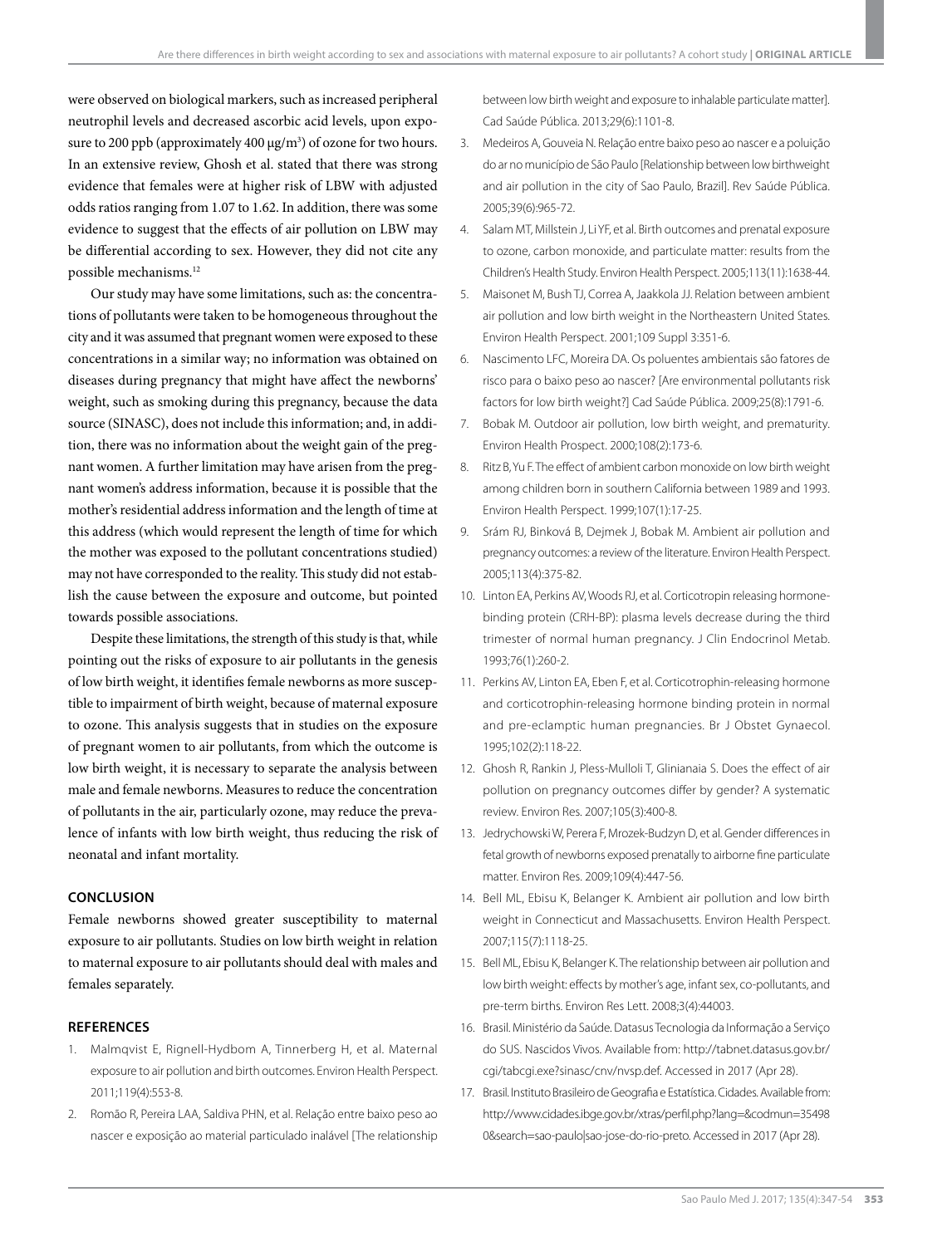were observed on biological markers, such as increased peripheral neutrophil levels and decreased ascorbic acid levels, upon exposure to 200 ppb (approximately 400 μg/m³) of ozone for two hours. In an extensive review, Ghosh et al. stated that there was strong evidence that females were at higher risk of LBW with adjusted odds ratios ranging from 1.07 to 1.62. In addition, there was some evidence to suggest that the effects of air pollution on LBW may be differential according to sex. However, they did not cite any possible mechanisms.[12]

Our study may have some limitations, such as: the concentrations of pollutants were taken to be homogeneous throughout the city and it was assumed that pregnant women were exposed to these concentrations in a similar way; no information was obtained on diseases during pregnancy that might have affect the newborns' weight, such as smoking during this pregnancy, because the data source (SINASC), does not include this information; and, in addition, there was no information about the weight gain of the pregnant women. A further limitation may have arisen from the pregnant women's address information, because it is possible that the mother's residential address information and the length of time at this address (which would represent the length of time for which the mother was exposed to the pollutant concentrations studied) may not have corresponded to the reality. This study did not establish the cause between the exposure and outcome, but pointed towards possible associations.

Despite these limitations, the strength of this study is that, while pointing out the risks of exposure to air pollutants in the genesis of low birth weight, it identifies female newborns as more susceptible to impairment of birth weight, because of maternal exposure to ozone. This analysis suggests that in studies on the exposure of pregnant women to air pollutants, from which the outcome is low birth weight, it is necessary to separate the analysis between male and female newborns. Measures to reduce the concentration of pollutants in the air, particularly ozone, may reduce the prevalence of infants with low birth weight, thus reducing the risk of neonatal and infant mortality.

## CONCLUSION

Female newborns showed greater susceptibility to maternal exposure to air pollutants. Studies on low birth weight in relation to maternal exposure to air pollutants should deal with males and females separately.

## REFERENCES

1. Malmqvist E, Rignell-Hydbom A, Tinnerberg H, et al. Maternal exposure to air pollution and birth outcomes. Environ Health Perspect. 2011;119(4):553-8.
2. Romão R, Pereira LAA, Saldiva PHN, et al. Relação entre baixo peso ao nascer e exposição ao material particulado inalável [The relationship between low birth weight and exposure to inhalable particulate matter]. Cad Saúde Pública. 2013;29(6):1101-8.
3. Medeiros A, Gouveia N. Relação entre baixo peso ao nascer e a poluição do ar no município de São Paulo [Relationship between low birthweight and air pollution in the city of Sao Paulo, Brazil]. Rev Saúde Pública. 2005;39(6):965-72.
4. Salam MT, Millstein J, Li YF, et al. Birth outcomes and prenatal exposure to ozone, carbon monoxide, and particulate matter: results from the Children's Health Study. Environ Health Perspect. 2005;113(11):1638-44.
5. Maisonet M, Bush TJ, Correa A, Jaakkola JJ. Relation between ambient air pollution and low birth weight in the Northeastern United States. Environ Health Perspect. 2001;109 Suppl 3:351-6.
6. Nascimento LFC, Moreira DA. Os poluentes ambientais são fatores de risco para o baixo peso ao nascer? [Are environmental pollutants risk factors for low birth weight?] Cad Saúde Pública. 2009;25(8):1791-6.
7. Bobak M. Outdoor air pollution, low birth weight, and prematurity. Environ Health Prospect. 2000;108(2):173-6.
8. Ritz B, Yu F. The effect of ambient carbon monoxide on low birth weight among children born in southern California between 1989 and 1993. Environ Health Perspect. 1999;107(1):17-25.
9. Srám RJ, Binková B, Dejmek J, Bobak M. Ambient air pollution and pregnancy outcomes: a review of the literature. Environ Health Perspect. 2005;113(4):375-82.
10. Linton EA, Perkins AV, Woods RJ, et al. Corticotropin releasing hormone-binding protein (CRH-BP): plasma levels decrease during the third trimester of normal human pregnancy. J Clin Endocrinol Metab. 1993;76(1):260-2.
11. Perkins AV, Linton EA, Eben F, et al. Corticotrophin-releasing hormone and corticotrophin-releasing hormone binding protein in normal and pre-eclamptic human pregnancies. Br J Obstet Gynaecol. 1995;102(2):118-22.
12. Ghosh R, Rankin J, Pless-Mulloli T, Glinianaia S. Does the effect of air pollution on pregnancy outcomes differ by gender? A systematic review. Environ Res. 2007;105(3):400-8.
13. Jedrychowski W, Perera F, Mrozek-Budzyn D, et al. Gender differences in fetal growth of newborns exposed prenatally to airborne fine particulate matter. Environ Res. 2009;109(4):447-56.
14. Bell ML, Ebisu K, Belanger K. Ambient air pollution and low birth weight in Connecticut and Massachusetts. Environ Health Perspect. 2007;115(7):1118-25.
15. Bell ML, Ebisu K, Belanger K. The relationship between air pollution and low birth weight: effects by mother's age, infant sex, co-pollutants, and pre-term births. Environ Res Lett. 2008;3(4):44003.
16. Brasil. Ministério da Saúde. Datasus Tecnologia da Informação a Serviço do SUS. Nascidos Vivos. Available from: http://tabnet.datasus.gov.br/cgi/tabcgi.exe?sinasc/cnv/nvsp.def. Accessed in 2017 (Apr 28).
17. Brasil. Instituto Brasileiro de Geografia e Estatística. Cidades. Available from: http://www.cidades.ibge.gov.br/xtras/perfil.php?lang=&codmun=354980&search=sao-paulo|sao-jose-do-rio-preto. Accessed in 2017 (Apr 28).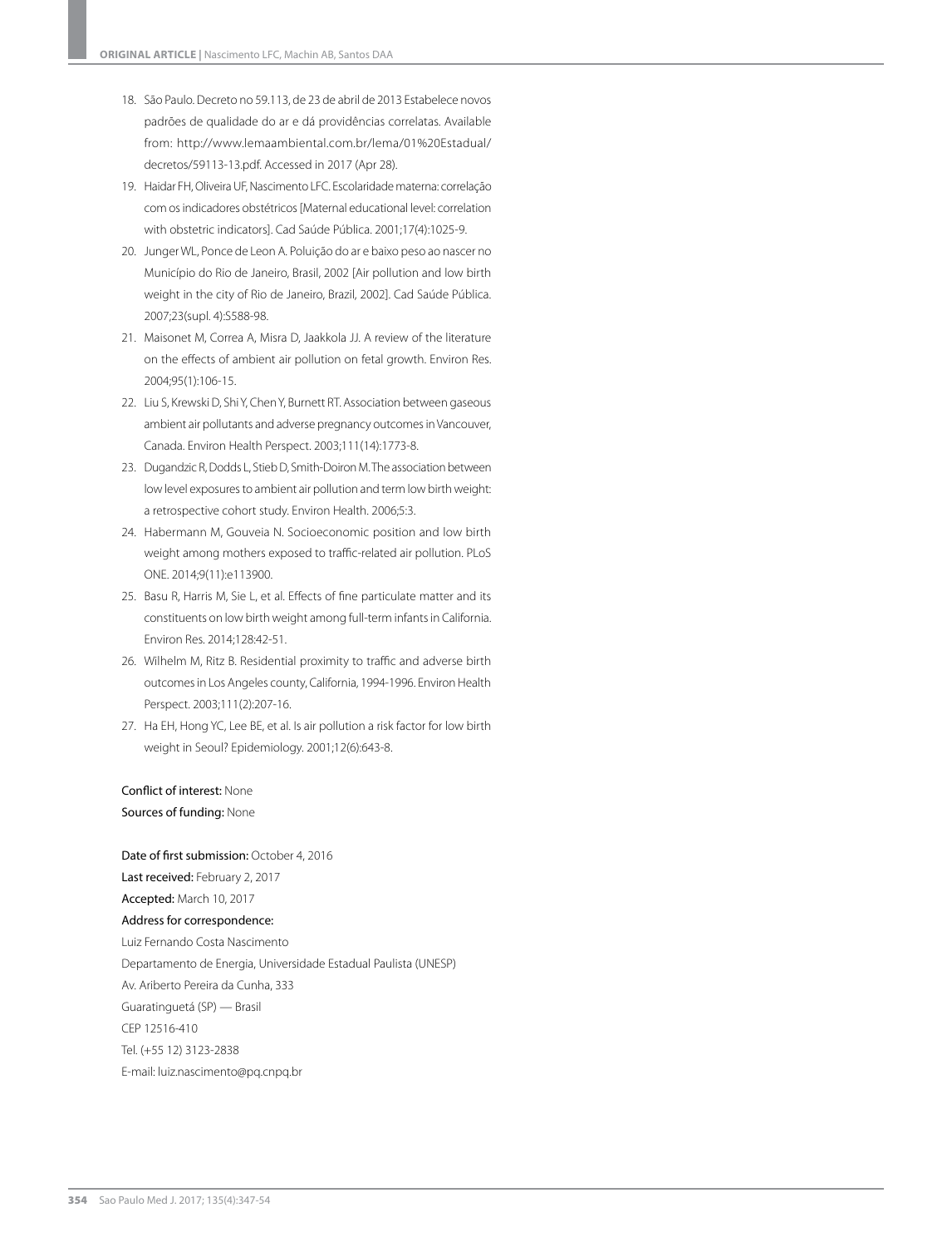18. São Paulo. Decreto no 59.113, de 23 de abril de 2013 Estabelece novos padrões de qualidade do ar e dá providências correlatas. Available from: http://www.lemaambiental.com.br/lema/01%20Estadual/decretos/59113-13.pdf. Accessed in 2017 (Apr 28).
19. Haidar FH, Oliveira UF, Nascimento LFC. Escolaridade materna: correlação com os indicadores obstétricos [Maternal educational level: correlation with obstetric indicators]. Cad Saúde Pública. 2001;17(4):1025-9.
20. Junger WL, Ponce de Leon A. Poluição do ar e baixo peso ao nascer no Município do Rio de Janeiro, Brasil, 2002 [Air pollution and low birth weight in the city of Rio de Janeiro, Brazil, 2002]. Cad Saúde Pública. 2007;23(supl. 4):S588-98.
21. Maisonet M, Correa A, Misra D, Jaakkola JJ. A review of the literature on the effects of ambient air pollution on fetal growth. Environ Res. 2004;95(1):106-15.
22. Liu S, Krewski D, Shi Y, Chen Y, Burnett RT. Association between gaseous ambient air pollutants and adverse pregnancy outcomes in Vancouver, Canada. Environ Health Perspect. 2003;111(14):1773-8.
23. Dugandzic R, Dodds L, Stieb D, Smith-Doiron M. The association between low level exposures to ambient air pollution and term low birth weight: a retrospective cohort study. Environ Health. 2006;5:3.
24. Habermann M, Gouveia N. Socioeconomic position and low birth weight among mothers exposed to traffic-related air pollution. PLoS ONE. 2014;9(11):e113900.
25. Basu R, Harris M, Sie L, et al. Effects of fine particulate matter and its constituents on low birth weight among full-term infants in California. Environ Res. 2014;128:42-51.
26. Wilhelm M, Ritz B. Residential proximity to traffic and adverse birth outcomes in Los Angeles county, California, 1994-1996. Environ Health Perspect. 2003;111(2):207-16.
27. Ha EH, Hong YC, Lee BE, et al. Is air pollution a risk factor for low birth weight in Seoul? Epidemiology. 2001;12(6):643-8.

**Conflict of interest:** None
**Sources of funding:** None

**Date of first submission:** October 4, 2016
**Last received:** February 2, 2017
**Accepted:** March 10, 2017

**Address for correspondence:**
Luiz Fernando Costa Nascimento
Departamento de Energia, Universidade Estadual Paulista (UNESP)
Av. Ariberto Pereira da Cunha, 333
Guaratinguetá (SP) — Brasil
CEP 12516-410
Tel. (+55 12) 3123-2838
E-mail: luiz.nascimento@pq.cnpq.br